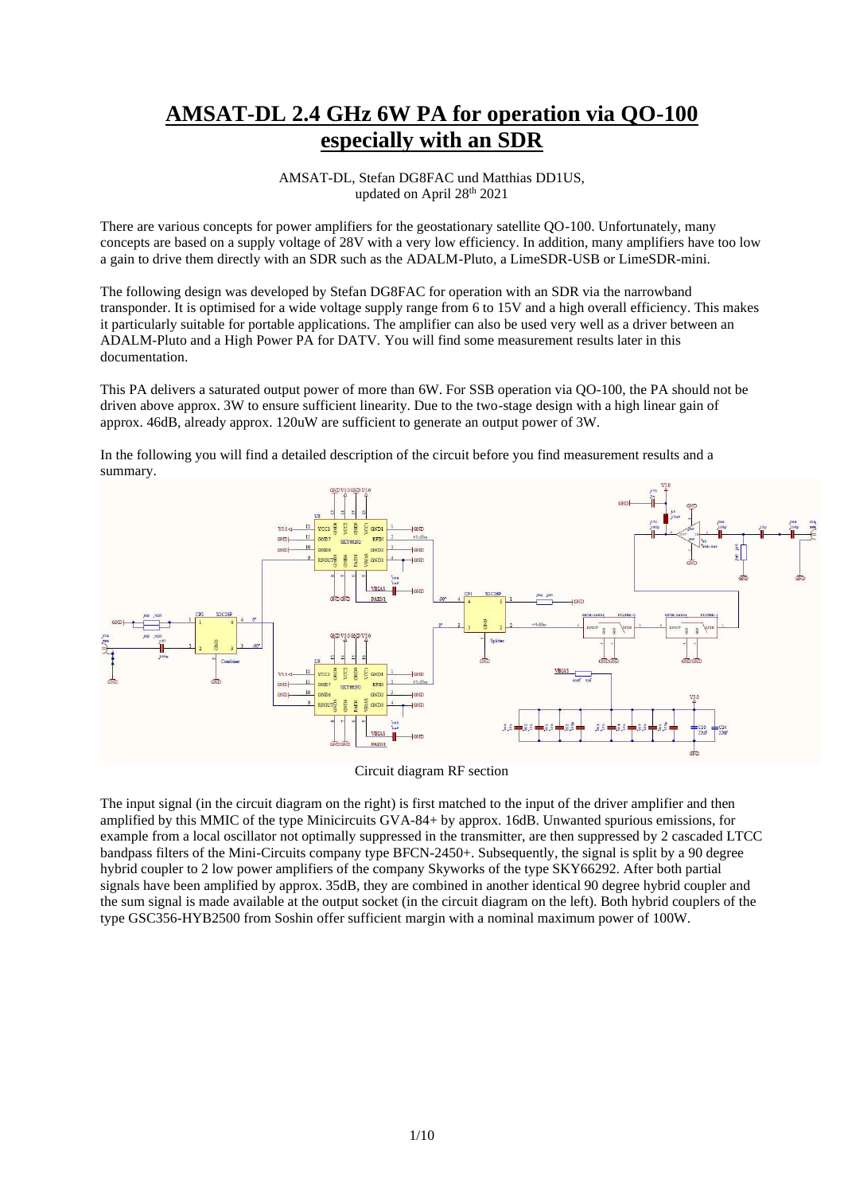# AMSAT-DL 2.4 GHz 6W PA for operation via QO-100 especially with an SDR

AMSAT-DL, Stefan DG8FAC und Matthias DD1US, updated on April 28th 2021

There are various concepts for power amplifiers for the geostationary satellite QO-100. Unfortunately, many concepts are based on a supply voltage of 28V with a very low efficiency. In addition, many amplifiers have too low a gain to drive them directly with an SDR such as the ADALM-Pluto, a LimeSDR-USB or LimeSDR-mini.

The following design was developed by Stefan DG8FAC for operation with an SDR via the narrowband transponder. It is optimised for a wide voltage supply range from 6 to 15V and a high overall efficiency. This makes it particularly suitable for portable applications. The amplifier can also be used very well as a driver between an ADALM-Pluto and a High Power PA for DATV. You will find some measurement results later in this documentation.

This PA delivers a saturated output power of more than 6W. For SSB operation via QO-100, the PA should not be driven above approx. 3W to ensure sufficient linearity. Due to the two-stage design with a high linear gain of approx. 46dB, already approx. 120uW are sufficient to generate an output power of 3W.

In the following you will find a detailed description of the circuit before you find measurement results and a summary.

Circuit diagram RF section

The input signal (in the circuit diagram on the right) is first matched to the input of the driver amplifier and then amplified by this MMIC of the type Minicircuits GVA-84+ by approx. 16dB. Unwanted spurious emissions, for example from a local oscillator not optimally suppressed in the transmitter, are then suppressed by 2 cascaded LTCC bandpass filters of the Mini-Circuits company type BFCN-2450+. Subsequently, the signal is split by a 90 degree hybrid coupler to 2 low power amplifiers of the company Skyworks of the type SKY66292. After both partial signals have been amplified by approx. 35dB, they are combined in another identical 90 degree hybrid coupler and the sum signal is made available at the output socket (in the circuit diagram on the left). Both hybrid couplers of the type GSC356-HYB2500 from Soshin offer sufficient margin with a nominal maximum power of 100W.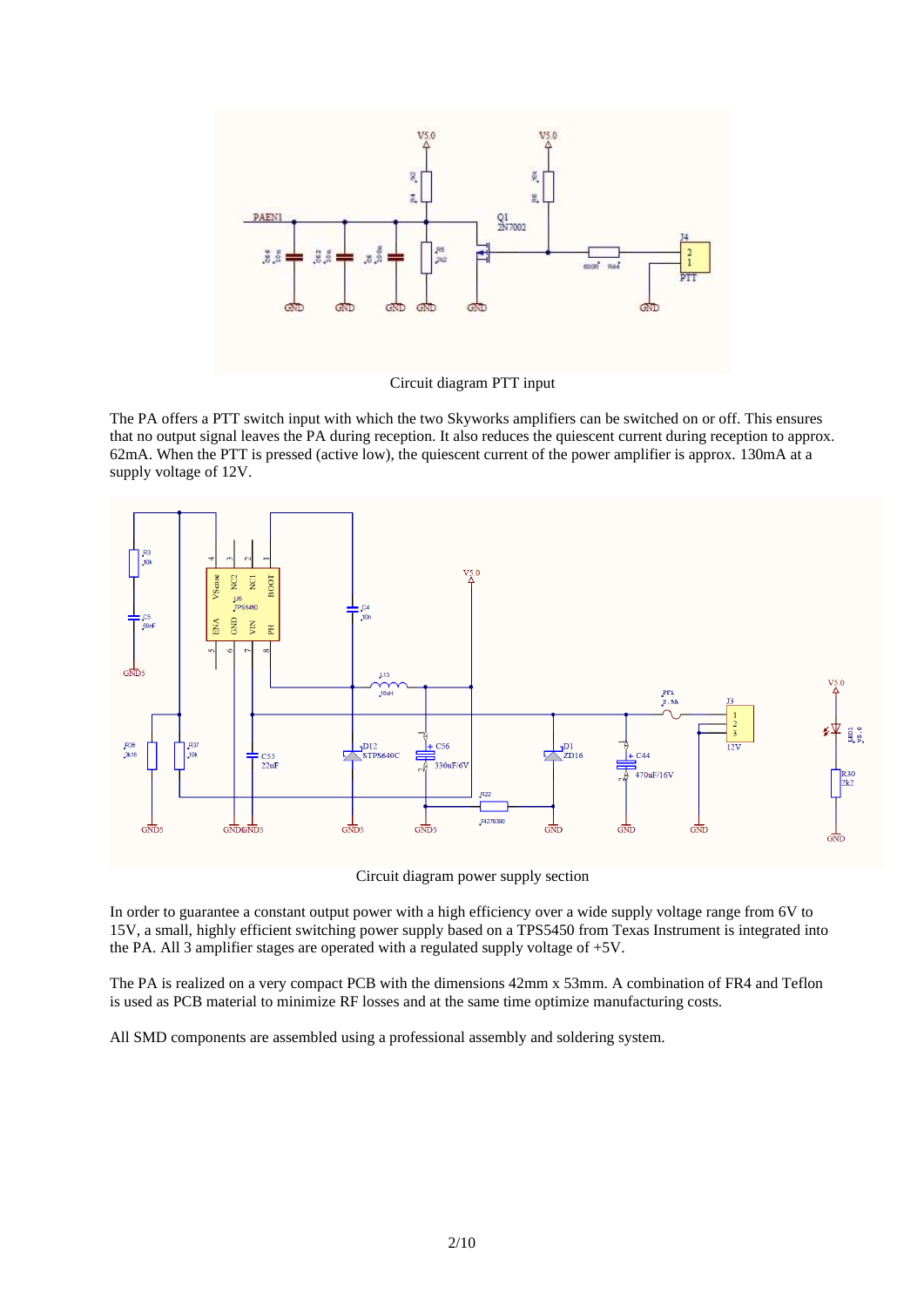Circuit diagram PTT input

The PA offers a PTT switch input with which the two Skyworks amplifiers can be switched on or off. This ensures that no output signal leaves the PA during reception. It also reduces the quiescent current during reception to approx. 62mA. When the PTT is pressed (active low), the quiescent current of the power amplifier is approx. 130mA at a supply voltage of 12V.

Circuit diagram power supply section

In order to guarantee a constant output power with a high efficiency over a wide supply voltage range from 6V to 15V, a small, highly efficient switching power supply based on a TPS5450 from Texas Instrument is integrated into the PA. All 3 amplifier stages are operated with a regulated supply voltage of +5V.

The PA is realized on a very compact PCB with the dimensions 42mm x 53mm. A combination of FR4 and Teflon is used as PCB material to minimize RF losses and at the same time optimize manufacturing costs.

All SMD components are assembled using a professional assembly and soldering system.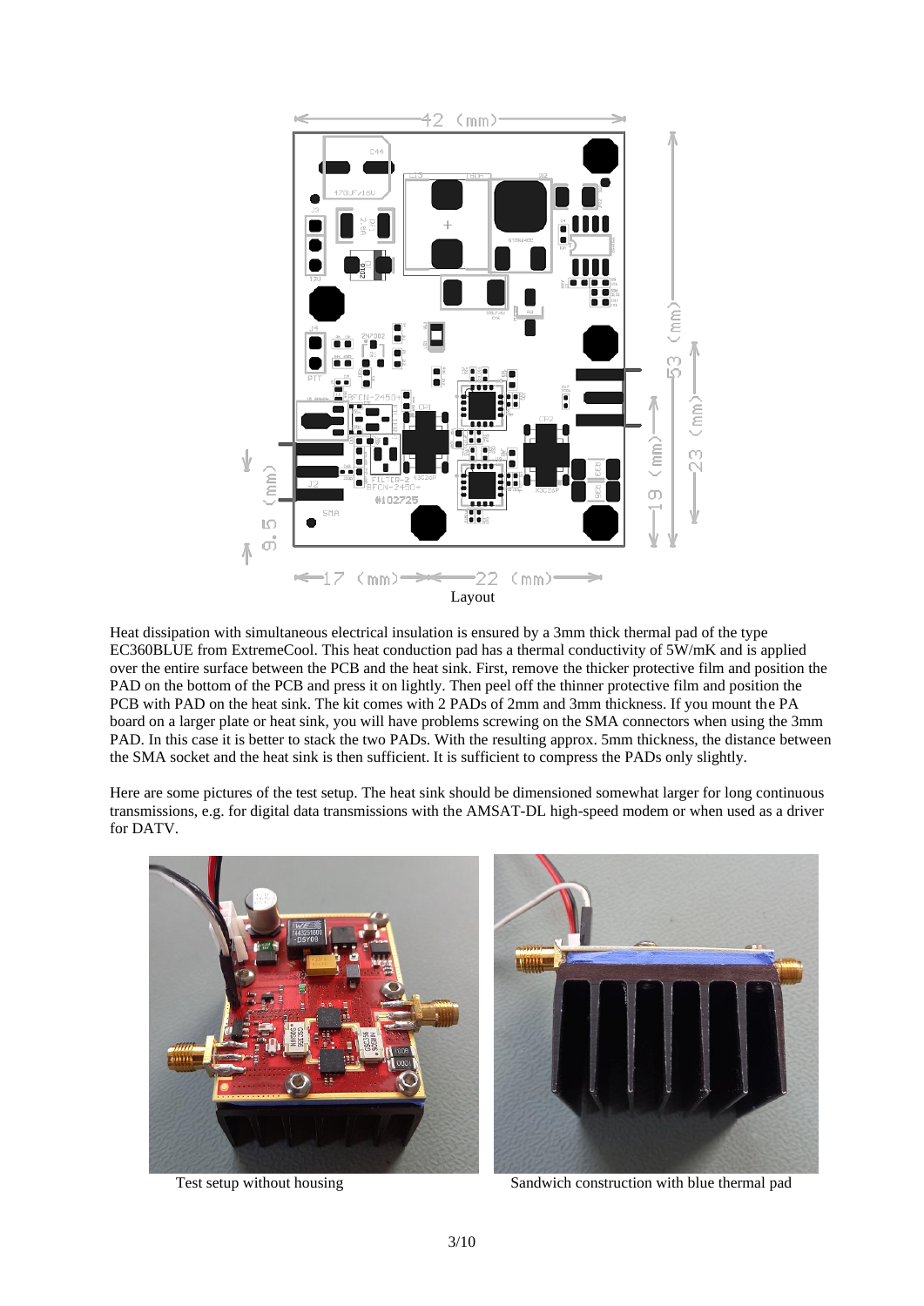Layout

Heat dissipation with simultaneous electrical insulation is ensured by a 3mm thick thermal pad of the type EC360BLUE from ExtremeCool. This heat conduction pad has a thermal conductivity of 5W/mK and is applied over the entire surface between the PCB and the heat sink. First, remove the thicker protective film and position the PAD on the bottom of the PCB and press it on lightly. Then peel off the thinner protective film and position the PCB with PAD on the heat sink. The kit comes with 2 PADs of 2mm and 3mm thickness. If you mount the PA board on a larger plate or heat sink, you will have problems screwing on the SMA connectors when using the 3mm PAD. In this case it is better to stack the two PADs. With the resulting approx. 5mm thickness, the distance between the SMA socket and the heat sink is then sufficient. It is sufficient to compress the PADs only slightly.

Here are some pictures of the test setup. The heat sink should be dimensioned somewhat larger for long continuous transmissions, e.g. for digital data transmissions with the AMSAT-DL high-speed modem or when used as a driver for DATV.

Test setup without housing

Sandwich construction with blue thermal pad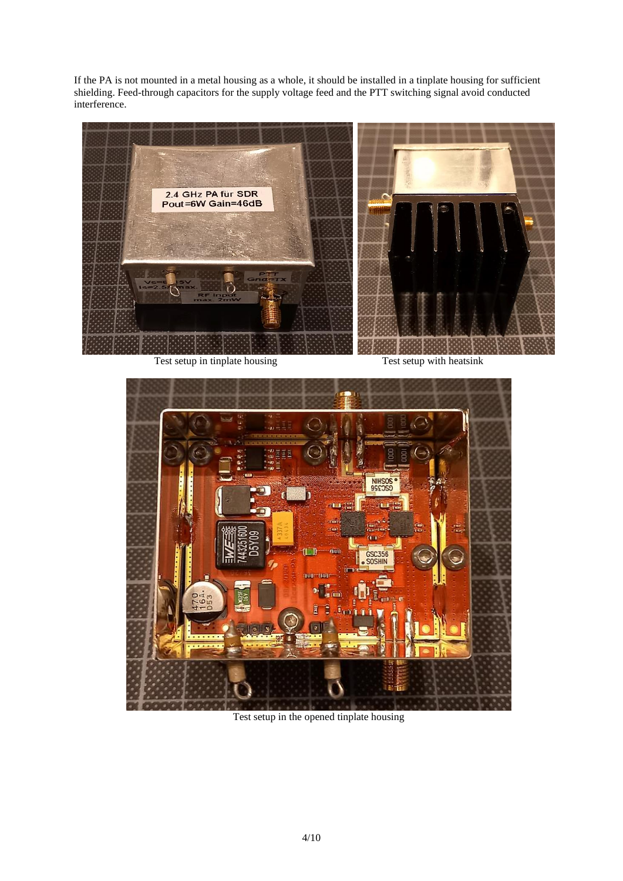If the PA is not mounted in a metal housing as a whole, it should be installed in a tinplate housing for sufficient shielding. Feed-through capacitors for the supply voltage feed and the PTT switching signal avoid conducted interference.

Test setup in tinplate housing

Test setup with heatsink

Test setup in the opened tinplate housing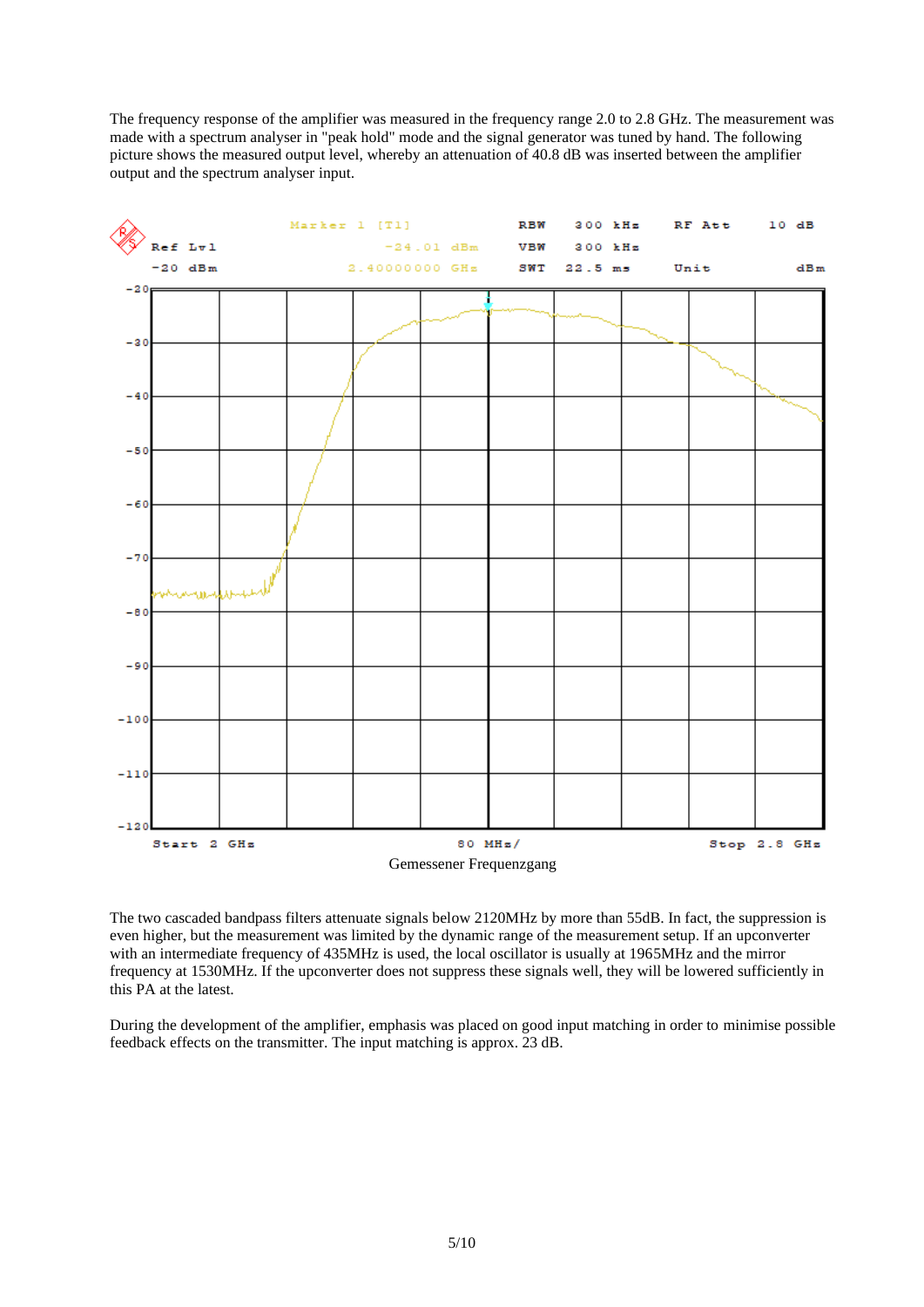The frequency response of the amplifier was measured in the frequency range 2.0 to 2.8 GHz. The measurement was made with a spectrum analyser in "peak hold" mode and the signal generator was tuned by hand. The following picture shows the measured output level, whereby an attenuation of 40.8 dB was inserted between the amplifier output and the spectrum analyser input.

Gemessener Frequenzgang

The two cascaded bandpass filters attenuate signals below 2120MHz by more than 55dB. In fact, the suppression is even higher, but the measurement was limited by the dynamic range of the measurement setup. If an upconverter with an intermediate frequency of 435MHz is used, the local oscillator is usually at 1965MHz and the mirror frequency at 1530MHz. If the upconverter does not suppress these signals well, they will be lowered sufficiently in this PA at the latest.

During the development of the amplifier, emphasis was placed on good input matching in order to minimise possible feedback effects on the transmitter. The input matching is approx. 23 dB.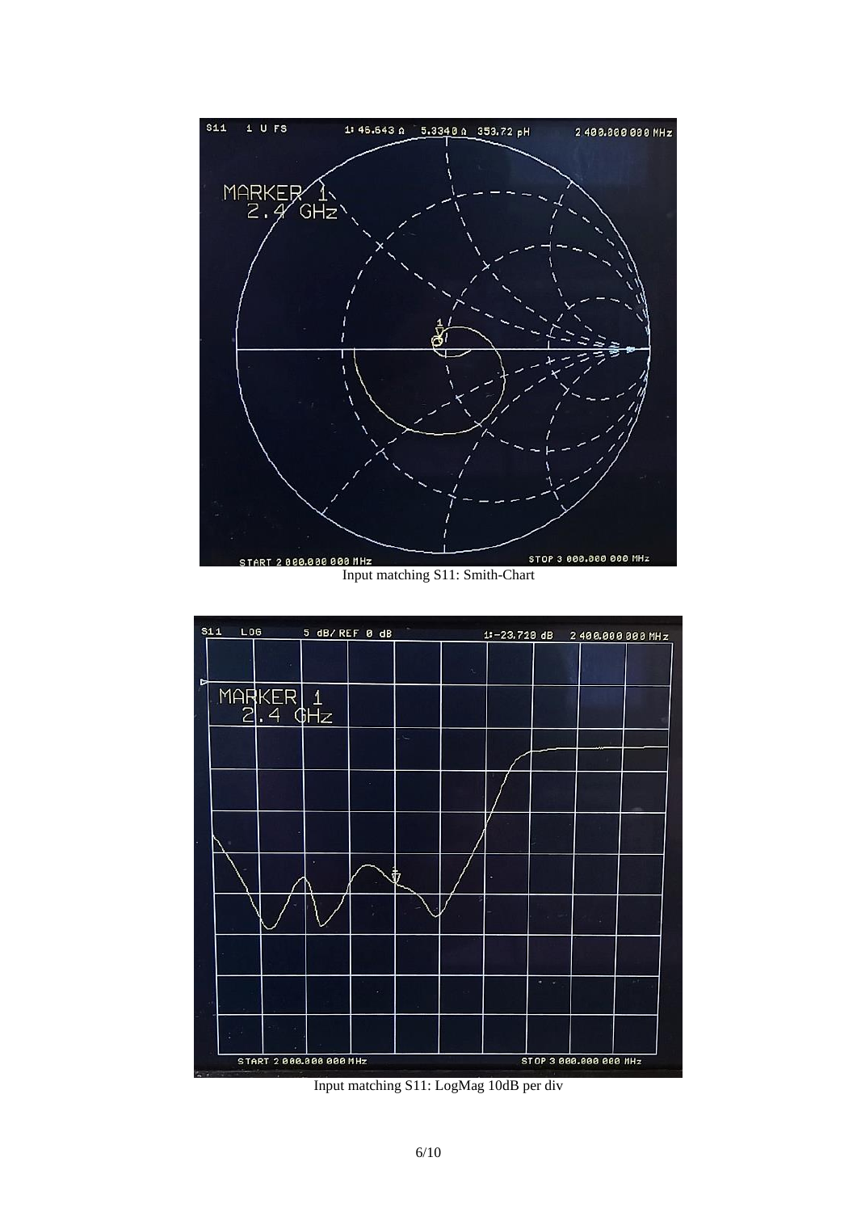Input matching S11: Smith-Chart

Input matching S11: LogMag 10dB per div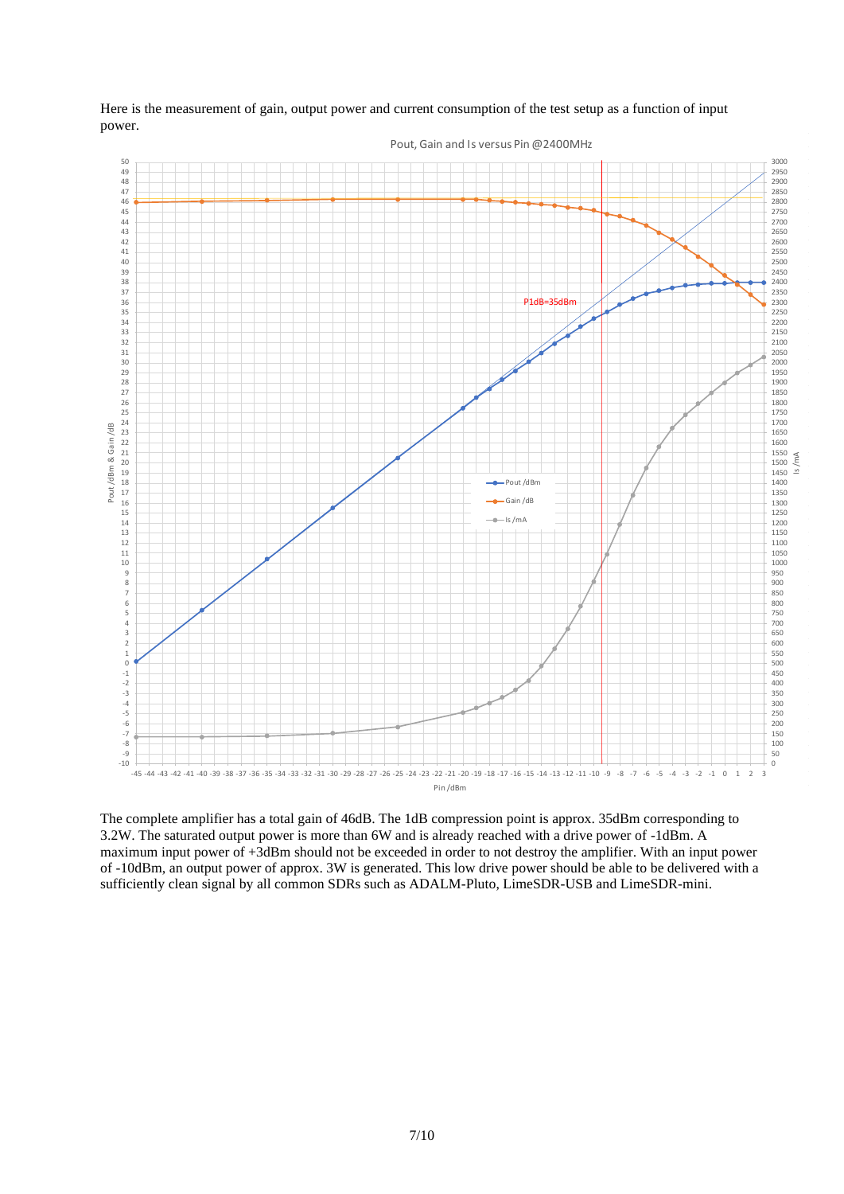Here is the measurement of gain, output power and current consumption of the test setup as a function of input power.

The complete amplifier has a total gain of 46dB. The 1dB compression point is approx. 35dBm corresponding to 3.2W. The saturated output power is more than 6W and is already reached with a drive power of -1dBm. A maximum input power of +3dBm should not be exceeded in order to not destroy the amplifier. With an input power of -10dBm, an output power of approx. 3W is generated. This low drive power should be able to be delivered with a sufficiently clean signal by all common SDRs such as ADALM-Pluto, LimeSDR-USB and LimeSDR-mini.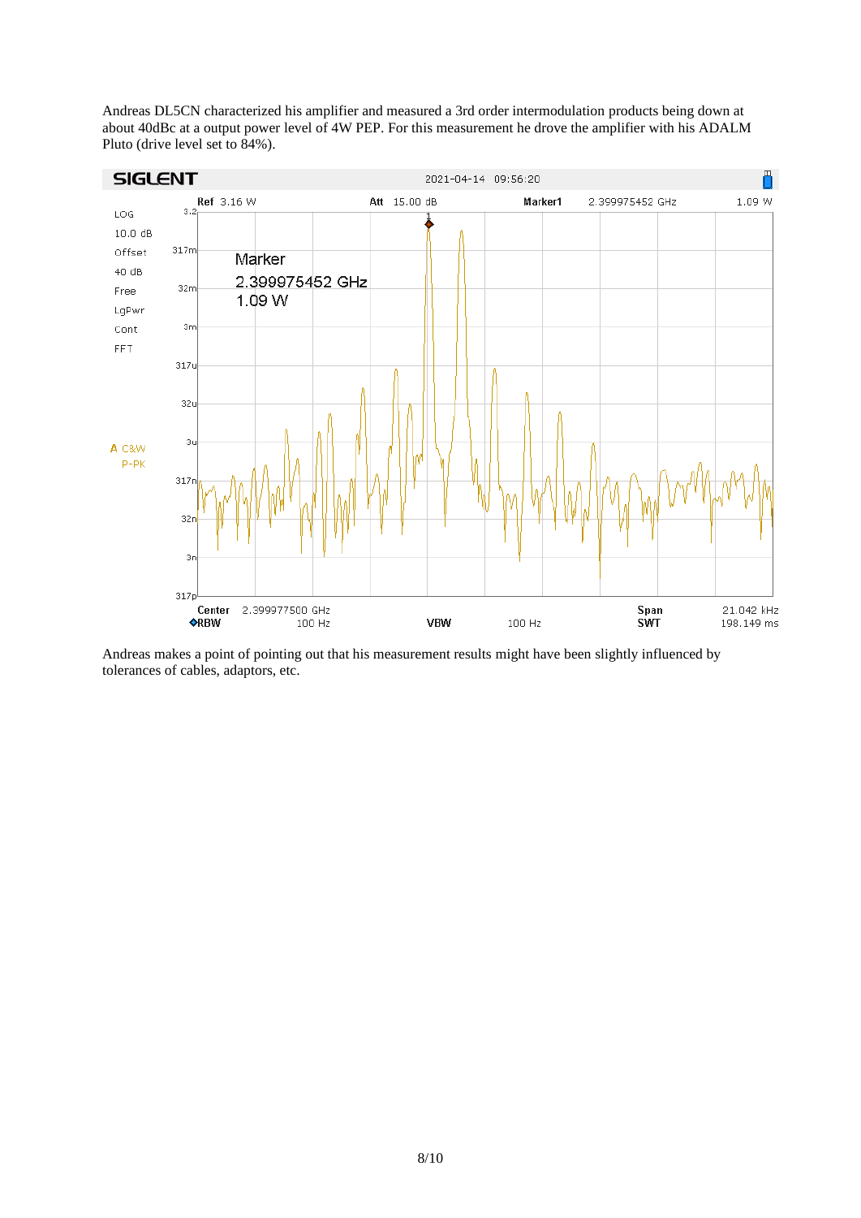Andreas DL5CN characterized his amplifier and measured a 3rd order intermodulation products being down at about 40dBc at a output power level of 4W PEP. For this measurement he drove the amplifier with his ADALM Pluto (drive level set to 84%).

Andreas makes a point of pointing out that his measurement results might have been slightly influenced by tolerances of cables, adaptors, etc.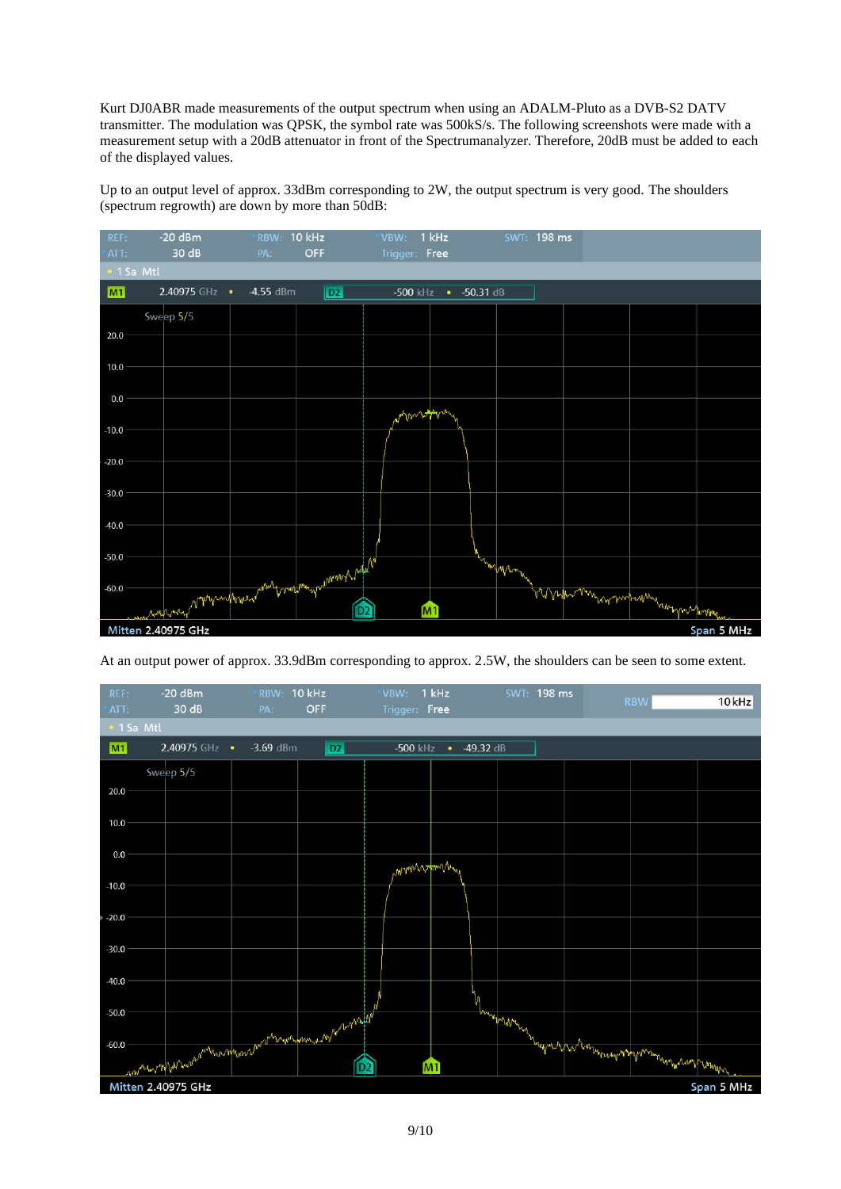Kurt DJ0ABR made measurements of the output spectrum when using an ADALM-Pluto as a DVB-S2 DATV transmitter. The modulation was QPSK, the symbol rate was 500kS/s. The following screenshots were made with a measurement setup with a 20dB attenuator in front of the Spectrumanalyzer. Therefore, 20dB must be added to each of the displayed values.

Up to an output level of approx. 33dBm corresponding to 2W, the output spectrum is very good. The shoulders (spectrum regrowth) are down by more than 50dB:

At an output power of approx. 33.9dBm corresponding to approx. 2.5W, the shoulders can be seen to some extent.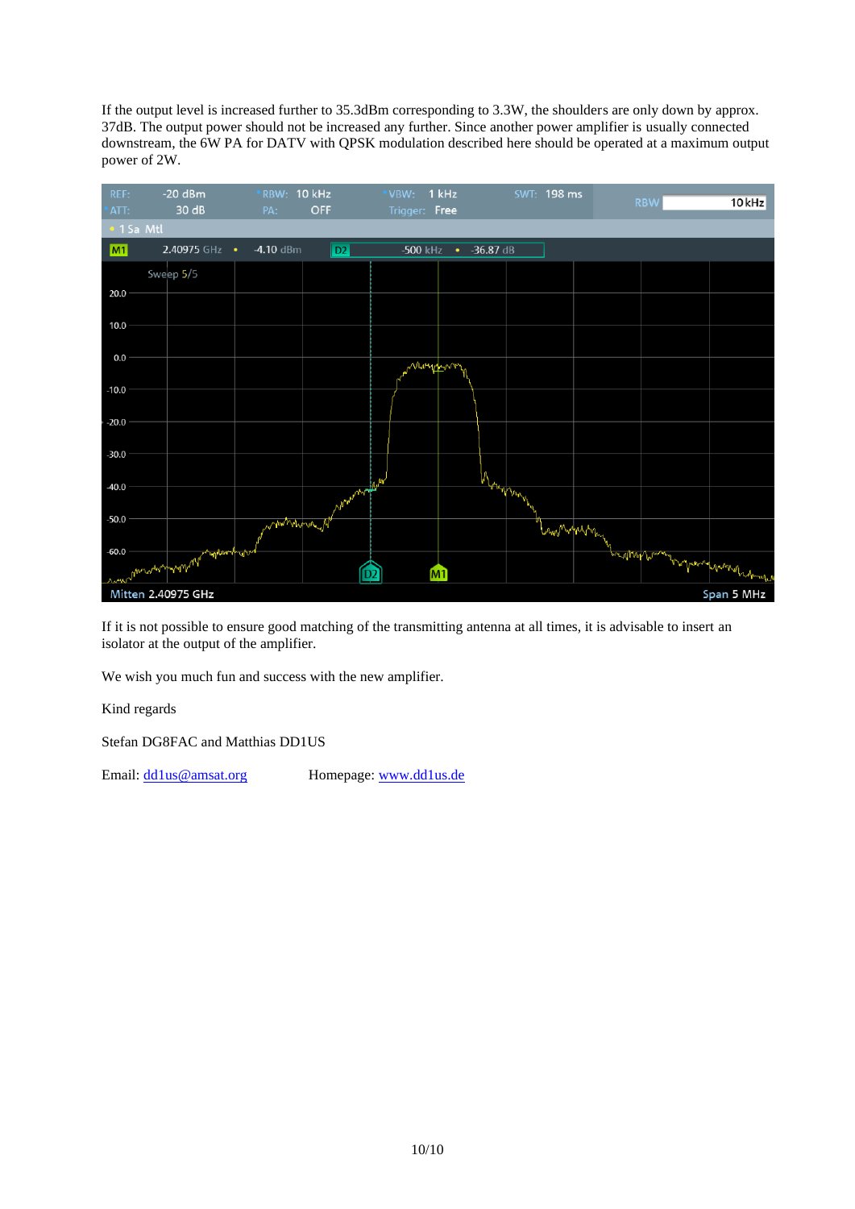If the output level is increased further to 35.3dBm corresponding to 3.3W, the shoulders are only down by approx. 37dB. The output power should not be increased any further. Since another power amplifier is usually connected downstream, the 6W PA for DATV with QPSK modulation described here should be operated at a maximum output power of 2W.

REF: -20 dBm
ATT: 30 dB
RBW: 10 kHz
PA: OFF
VBW: 1 kHz
Trigger: Free
SWT: 198 ms
RBW 10 kHz
1 Sa Mtl
M1 2.40975 GHz • -4.10 dBm
D2 -500 kHz • -36.87 dB
Sweep 5/5
20.0
10.0
0.0
-10.0
-20.0
-30.0
-40.0
-50.0
-60.0
D2
M1
Mitten 2.40975 GHz
Span 5 MHz

If it is not possible to ensure good matching of the transmitting antenna at all times, it is advisable to insert an isolator at the output of the amplifier.

We wish you much fun and success with the new amplifier.

Kind regards

Stefan DG8FAC and Matthias DD1US

Email: dd1us@amsat.org Homepage: www.dd1us.de